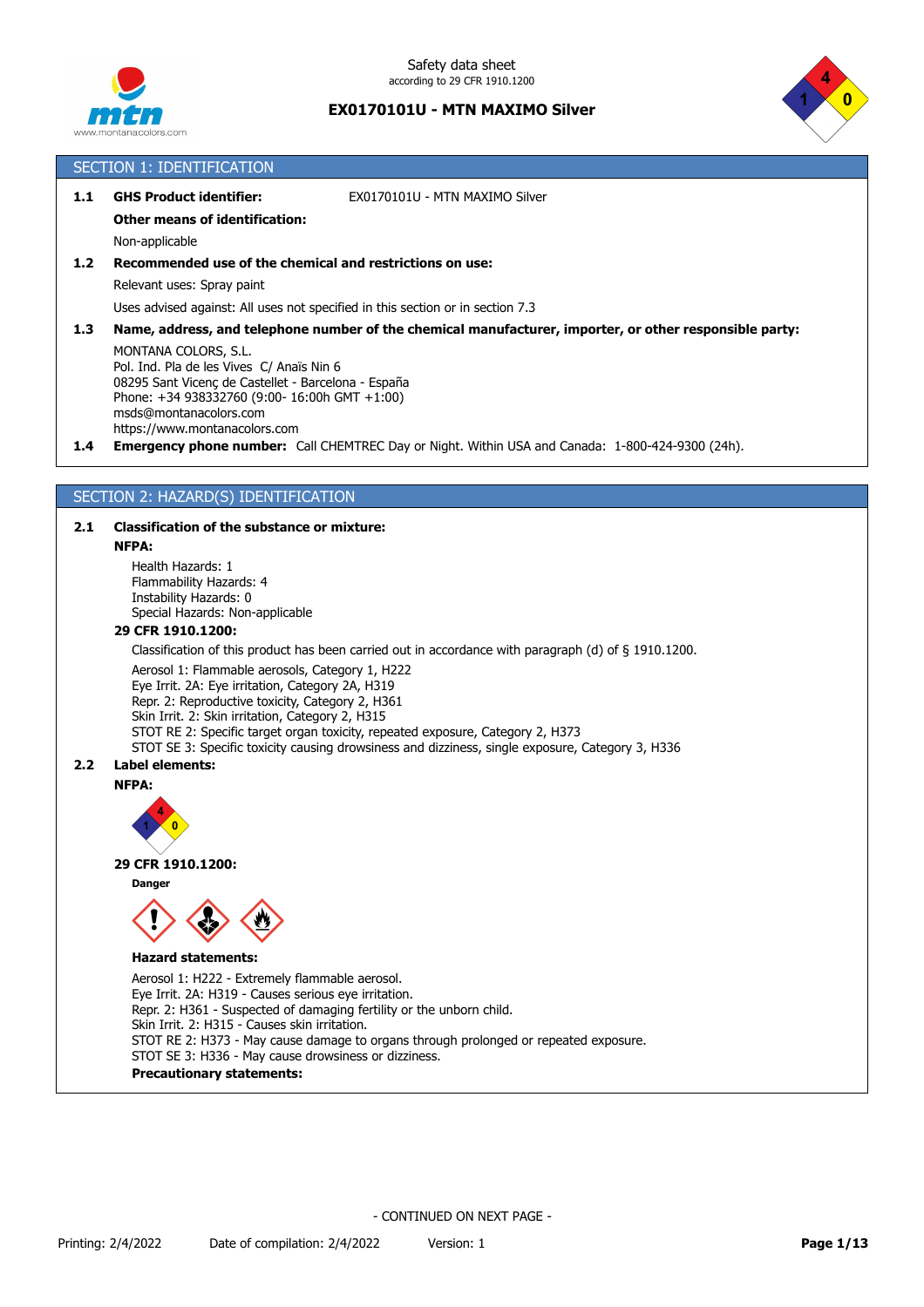Safety data sheet
according to 29 CFR 1910.1200

**EX0170101U - MTN MAXIMO Silver**

## SECTION 1: IDENTIFICATION

**1.1 GHS Product identifier:** EX0170101U - MTN MAXIMO Silver

**Other means of identification:**

Non-applicable

**1.2 Recommended use of the chemical and restrictions on use:**

Relevant uses: Spray paint

Uses advised against: All uses not specified in this section or in section 7.3

**1.3 Name, address, and telephone number of the chemical manufacturer, importer, or other responsible party:**

MONTANA COLORS, S.L.
Pol. Ind. Pla de les Vives C/ Anaïs Nin 6
08295 Sant Vicenç de Castellet - Barcelona - España
Phone: +34 938332760 (9:00- 16:00h GMT +1:00)
msds@montanacolors.com
https://www.montanacolors.com

**1.4 Emergency phone number:** Call CHEMTREC Day or Night. Within USA and Canada: 1-800-424-9300 (24h).

## SECTION 2: HAZARD(S) IDENTIFICATION

**2.1 Classification of the substance or mixture:**

**NFPA:**

Health Hazards: 1
Flammability Hazards: 4
Instability Hazards: 0
Special Hazards: Non-applicable

**29 CFR 1910.1200:**

Classification of this product has been carried out in accordance with paragraph (d) of § 1910.1200.

Aerosol 1: Flammable aerosols, Category 1, H222
Eye Irrit. 2A: Eye irritation, Category 2A, H319
Repr. 2: Reproductive toxicity, Category 2, H361
Skin Irrit. 2: Skin irritation, Category 2, H315
STOT RE 2: Specific target organ toxicity, repeated exposure, Category 2, H373
STOT SE 3: Specific toxicity causing drowsiness and dizziness, single exposure, Category 3, H336

**2.2 Label elements:**

**NFPA:**

**29 CFR 1910.1200:**

**Danger**

**Hazard statements:**

Aerosol 1: H222 - Extremely flammable aerosol.
Eye Irrit. 2A: H319 - Causes serious eye irritation.
Repr. 2: H361 - Suspected of damaging fertility or the unborn child.
Skin Irrit. 2: H315 - Causes skin irritation.
STOT RE 2: H373 - May cause damage to organs through prolonged or repeated exposure.
STOT SE 3: H336 - May cause drowsiness or dizziness.

**Precautionary statements:**

- CONTINUED ON NEXT PAGE -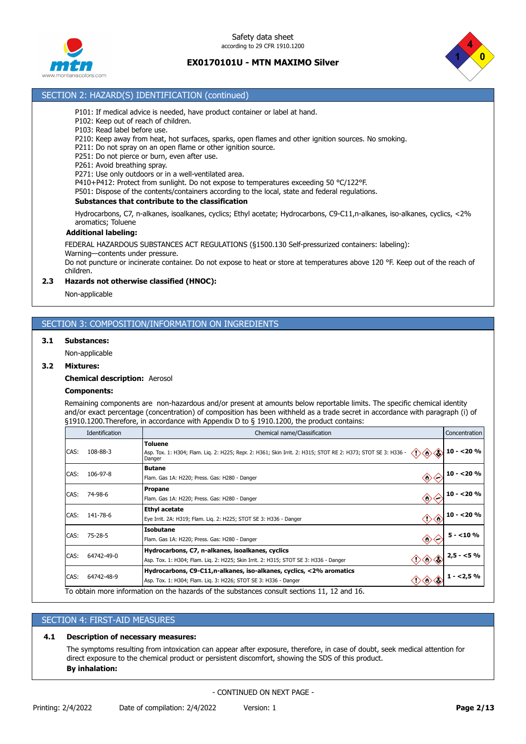## SECTION 2: HAZARD(S) IDENTIFICATION (continued)

P101: If medical advice is needed, have product container or label at hand.
P102: Keep out of reach of children.
P103: Read label before use.
P210: Keep away from heat, hot surfaces, sparks, open flames and other ignition sources. No smoking.
P211: Do not spray on an open flame or other ignition source.
P251: Do not pierce or burn, even after use.
P261: Avoid breathing spray.
P271: Use only outdoors or in a well-ventilated area.
P410+P412: Protect from sunlight. Do not expose to temperatures exceeding 50 °C/122°F.
P501: Dispose of the contents/containers according to the local, state and federal regulations.

**Substances that contribute to the classification**

Hydrocarbons, C7, n-alkanes, isoalkanes, cyclics; Ethyl acetate; Hydrocarbons, C9-C11,n-alkanes, iso-alkanes, cyclics, <2% aromatics; Toluene

**Additional labeling:**

FEDERAL HAZARDOUS SUBSTANCES ACT REGULATIONS (§1500.130 Self-pressurized containers: labeling):
Warning—contents under pressure.
Do not puncture or incinerate container. Do not expose to heat or store at temperatures above 120 °F. Keep out of the reach of children.

### 2.3 Hazards not otherwise classified (HNOC):

Non-applicable

## SECTION 3: COMPOSITION/INFORMATION ON INGREDIENTS

### 3.1 Substances:

Non-applicable

### 3.2 Mixtures:

**Chemical description:** Aerosol

**Components:**

Remaining components are non-hazardous and/or present at amounts below reportable limits. The specific chemical identity and/or exact percentage (concentration) of composition has been withheld as a trade secret in accordance with paragraph (i) of §1910.1200.Therefore, in accordance with Appendix D to § 1910.1200, the product contains:

| Identification | Chemical name/Classification | Concentration |
|---|---|---|
| CAS: 108-88-3 | **Toluene**<br>Asp. Tox. 1: H304; Flam. Liq. 2: H225; Repr. 2: H361; Skin Irrit. 2: H315; STOT RE 2: H373; STOT SE 3: H336 - Danger | **10 - <20 %** |
| CAS: 106-97-8 | **Butane**<br>Flam. Gas 1A: H220; Press. Gas: H280 - Danger | **10 - <20 %** |
| CAS: 74-98-6 | **Propane**<br>Flam. Gas 1A: H220; Press. Gas: H280 - Danger | **10 - <20 %** |
| CAS: 141-78-6 | **Ethyl acetate**<br>Eye Irrit. 2A: H319; Flam. Liq. 2: H225; STOT SE 3: H336 - Danger | **10 - <20 %** |
| CAS: 75-28-5 | **Isobutane**<br>Flam. Gas 1A: H220; Press. Gas: H280 - Danger | **5 - <10 %** |
| CAS: 64742-49-0 | **Hydrocarbons, C7, n-alkanes, isoalkanes, cyclics**<br>Asp. Tox. 1: H304; Flam. Liq. 2: H225; Skin Irrit. 2: H315; STOT SE 3: H336 - Danger | **2,5 - <5 %** |
| CAS: 64742-48-9 | **Hydrocarbons, C9-C11,n-alkanes, iso-alkanes, cyclics, <2% aromatics**<br>Asp. Tox. 1: H304; Flam. Liq. 3: H226; STOT SE 3: H336 - Danger | **1 - <2,5 %** |

To obtain more information on the hazards of the substances consult sections 11, 12 and 16.

## SECTION 4: FIRST-AID MEASURES

### 4.1 Description of necessary measures:

The symptoms resulting from intoxication can appear after exposure, therefore, in case of doubt, seek medical attention for direct exposure to the chemical product or persistent discomfort, showing the SDS of this product.

**By inhalation:**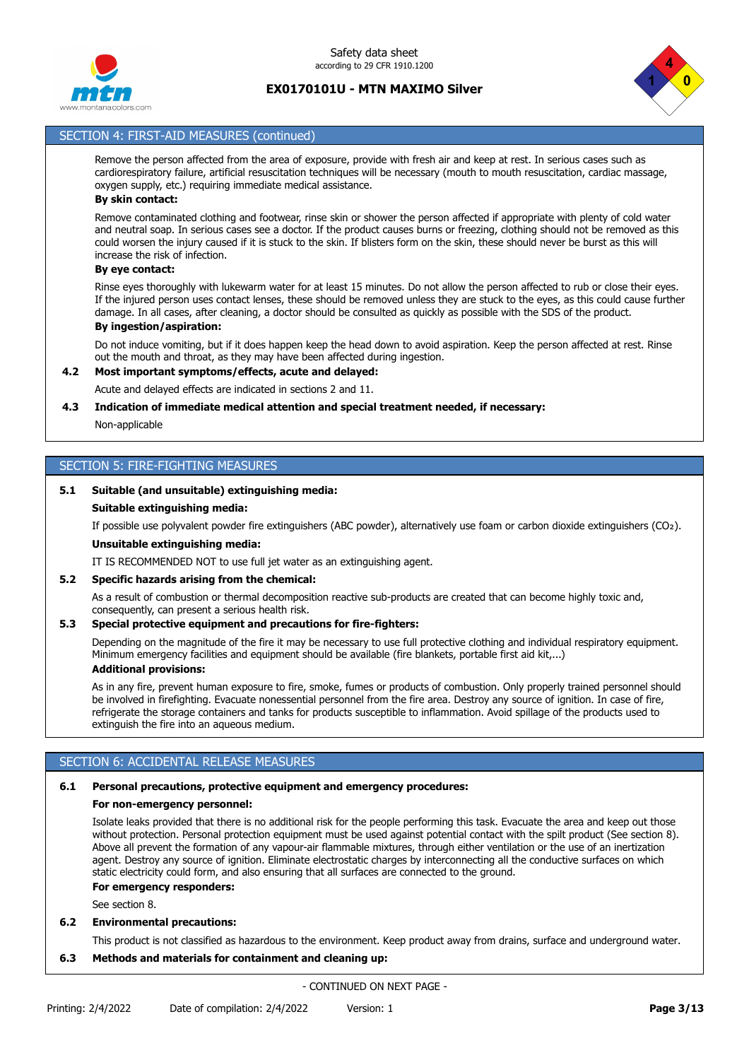## SECTION 4: FIRST-AID MEASURES (continued)

Remove the person affected from the area of exposure, provide with fresh air and keep at rest. In serious cases such as cardiorespiratory failure, artificial resuscitation techniques will be necessary (mouth to mouth resuscitation, cardiac massage, oxygen supply, etc.) requiring immediate medical assistance.

**By skin contact:**

Remove contaminated clothing and footwear, rinse skin or shower the person affected if appropriate with plenty of cold water and neutral soap. In serious cases see a doctor. If the product causes burns or freezing, clothing should not be removed as this could worsen the injury caused if it is stuck to the skin. If blisters form on the skin, these should never be burst as this will increase the risk of infection.

**By eye contact:**

Rinse eyes thoroughly with lukewarm water for at least 15 minutes. Do not allow the person affected to rub or close their eyes. If the injured person uses contact lenses, these should be removed unless they are stuck to the eyes, as this could cause further damage. In all cases, after cleaning, a doctor should be consulted as quickly as possible with the SDS of the product.

**By ingestion/aspiration:**

Do not induce vomiting, but if it does happen keep the head down to avoid aspiration. Keep the person affected at rest. Rinse out the mouth and throat, as they may have been affected during ingestion.

**4.2 Most important symptoms/effects, acute and delayed:**

Acute and delayed effects are indicated in sections 2 and 11.

**4.3 Indication of immediate medical attention and special treatment needed, if necessary:**

Non-applicable

## SECTION 5: FIRE-FIGHTING MEASURES

**5.1 Suitable (and unsuitable) extinguishing media:**

**Suitable extinguishing media:**

If possible use polyvalent powder fire extinguishers (ABC powder), alternatively use foam or carbon dioxide extinguishers ($CO_2$).

**Unsuitable extinguishing media:**

IT IS RECOMMENDED NOT to use full jet water as an extinguishing agent.

**5.2 Specific hazards arising from the chemical:**

As a result of combustion or thermal decomposition reactive sub-products are created that can become highly toxic and, consequently, can present a serious health risk.

**5.3 Special protective equipment and precautions for fire-fighters:**

Depending on the magnitude of the fire it may be necessary to use full protective clothing and individual respiratory equipment. Minimum emergency facilities and equipment should be available (fire blankets, portable first aid kit,...)

**Additional provisions:**

As in any fire, prevent human exposure to fire, smoke, fumes or products of combustion. Only properly trained personnel should be involved in firefighting. Evacuate nonessential personnel from the fire area. Destroy any source of ignition. In case of fire, refrigerate the storage containers and tanks for products susceptible to inflammation. Avoid spillage of the products used to extinguish the fire into an aqueous medium.

## SECTION 6: ACCIDENTAL RELEASE MEASURES

**6.1 Personal precautions, protective equipment and emergency procedures:**

**For non-emergency personnel:**

Isolate leaks provided that there is no additional risk for the people performing this task. Evacuate the area and keep out those without protection. Personal protection equipment must be used against potential contact with the spilt product (See section 8). Above all prevent the formation of any vapour-air flammable mixtures, through either ventilation or the use of an inertization agent. Destroy any source of ignition. Eliminate electrostatic charges by interconnecting all the conductive surfaces on which static electricity could form, and also ensuring that all surfaces are connected to the ground.

**For emergency responders:**

See section 8.

**6.2 Environmental precautions:**

This product is not classified as hazardous to the environment. Keep product away from drains, surface and underground water.

**6.3 Methods and materials for containment and cleaning up:**

- CONTINUED ON NEXT PAGE -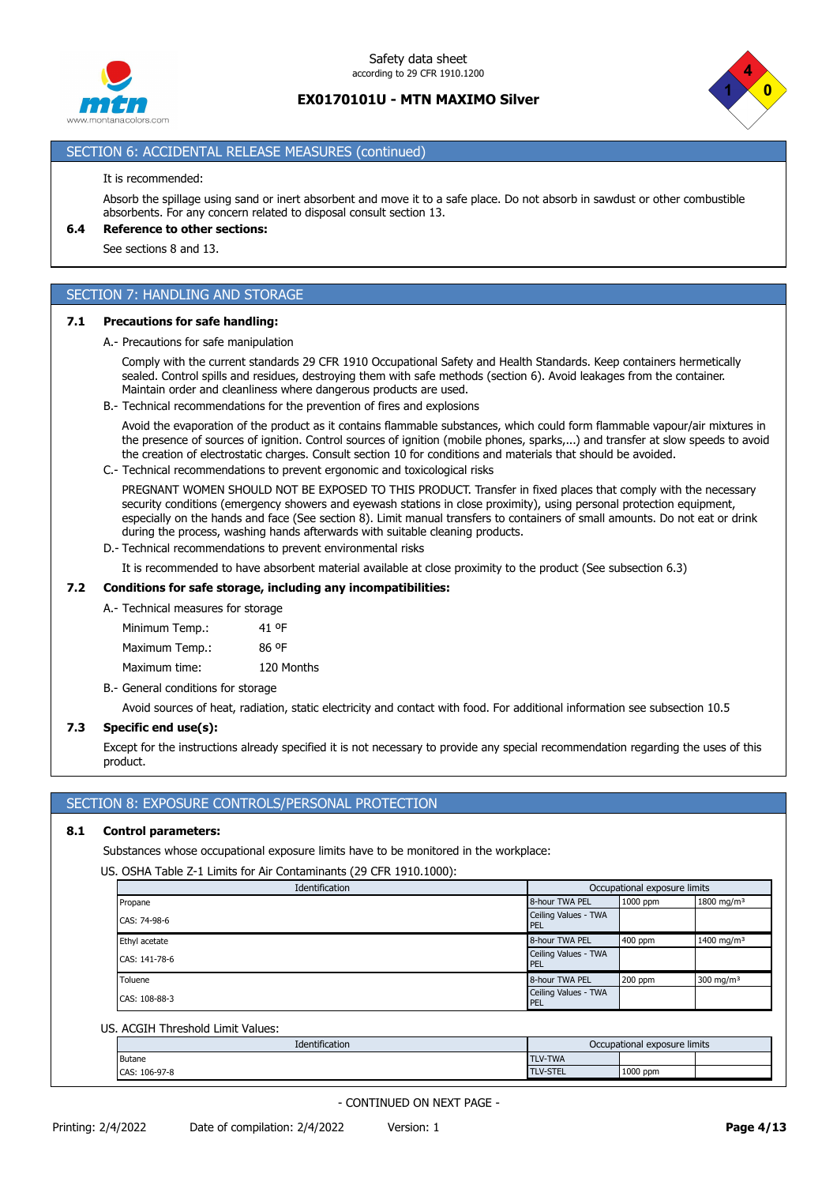## SECTION 6: ACCIDENTAL RELEASE MEASURES (continued)

It is recommended:

Absorb the spillage using sand or inert absorbent and move it to a safe place. Do not absorb in sawdust or other combustible absorbents. For any concern related to disposal consult section 13.

**6.4 Reference to other sections:**

See sections 8 and 13.

## SECTION 7: HANDLING AND STORAGE

**7.1 Precautions for safe handling:**

A.- Precautions for safe manipulation

Comply with the current standards 29 CFR 1910 Occupational Safety and Health Standards. Keep containers hermetically sealed. Control spills and residues, destroying them with safe methods (section 6). Avoid leakages from the container. Maintain order and cleanliness where dangerous products are used.

B.- Technical recommendations for the prevention of fires and explosions

Avoid the evaporation of the product as it contains flammable substances, which could form flammable vapour/air mixtures in the presence of sources of ignition. Control sources of ignition (mobile phones, sparks,...) and transfer at slow speeds to avoid the creation of electrostatic charges. Consult section 10 for conditions and materials that should be avoided.

C.- Technical recommendations to prevent ergonomic and toxicological risks

PREGNANT WOMEN SHOULD NOT BE EXPOSED TO THIS PRODUCT. Transfer in fixed places that comply with the necessary security conditions (emergency showers and eyewash stations in close proximity), using personal protection equipment, especially on the hands and face (See section 8). Limit manual transfers to containers of small amounts. Do not eat or drink during the process, washing hands afterwards with suitable cleaning products.

D.- Technical recommendations to prevent environmental risks

It is recommended to have absorbent material available at close proximity to the product (See subsection 6.3)

**7.2 Conditions for safe storage, including any incompatibilities:**

A.- Technical measures for storage

| | |
|---|---|
| Minimum Temp.: | 41 ºF |
| Maximum Temp.: | 86 ºF |
| Maximum time: | 120 Months |

B.- General conditions for storage

Avoid sources of heat, radiation, static electricity and contact with food. For additional information see subsection 10.5

**7.3 Specific end use(s):**

Except for the instructions already specified it is not necessary to provide any special recommendation regarding the uses of this product.

## SECTION 8: EXPOSURE CONTROLS/PERSONAL PROTECTION

**8.1 Control parameters:**

Substances whose occupational exposure limits have to be monitored in the workplace:

US. OSHA Table Z-1 Limits for Air Contaminants (29 CFR 1910.1000):

| Identification | Occupational exposure limits | | |
|---|---|---|---|
| Propane<br>CAS: 74-98-6 | 8-hour TWA PEL | 1000 ppm | 1800 mg/m³ |
| | Ceiling Values - TWA PEL | | |
| Ethyl acetate<br>CAS: 141-78-6 | 8-hour TWA PEL | 400 ppm | 1400 mg/m³ |
| | Ceiling Values - TWA PEL | | |
| Toluene<br>CAS: 108-88-3 | 8-hour TWA PEL | 200 ppm | 300 mg/m³ |
| | Ceiling Values - TWA PEL | | |

US. ACGIH Threshold Limit Values:

| Identification | Occupational exposure limits | | |
|---|---|---|---|
| Butane | TLV-TWA | | |
| CAS: 106-97-8 | TLV-STEL | 1000 ppm | |

- CONTINUED ON NEXT PAGE -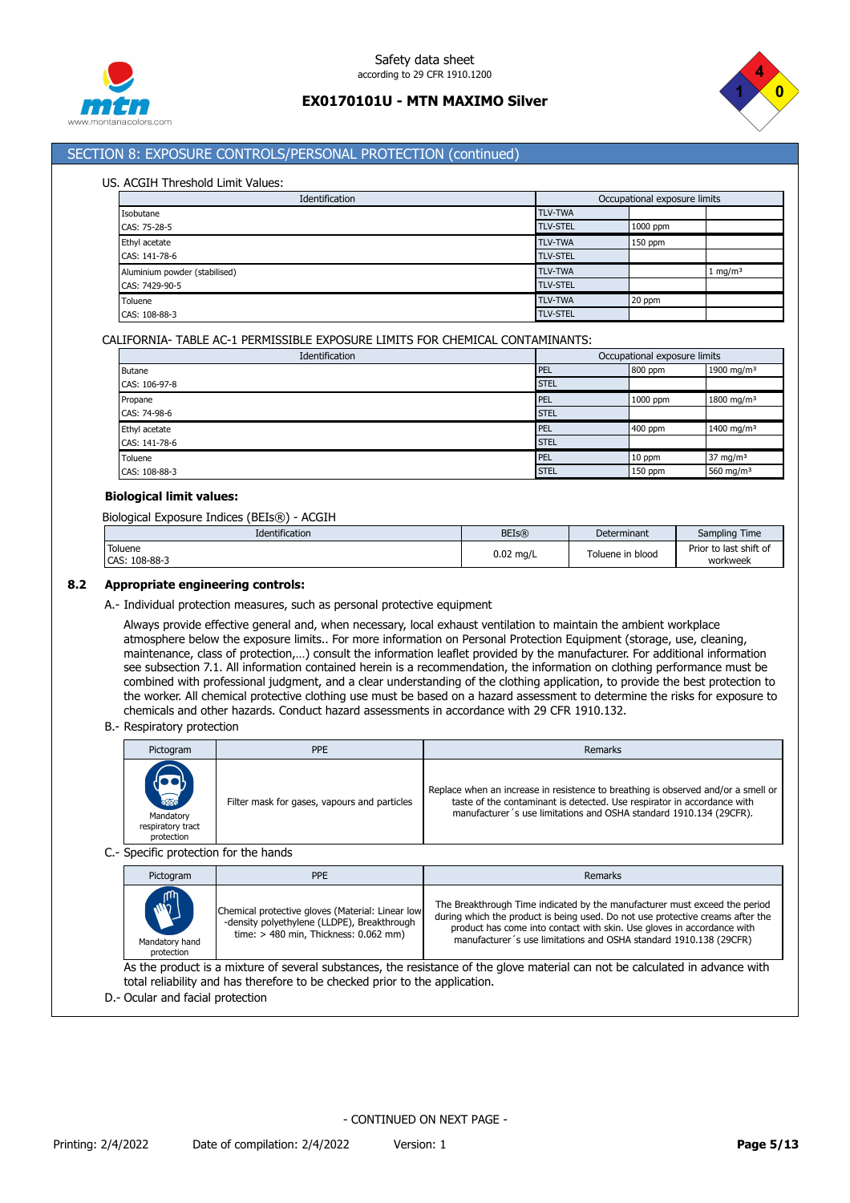## SECTION 8: EXPOSURE CONTROLS/PERSONAL PROTECTION (continued)

US. ACGIH Threshold Limit Values:

| Identification | Occupational exposure limits | | |
|---|---|---|---|
| Isobutane | TLV-TWA | | |
| CAS: 75-28-5 | TLV-STEL | 1000 ppm | |
| Ethyl acetate | TLV-TWA | 150 ppm | |
| CAS: 141-78-6 | TLV-STEL | | |
| Aluminium powder (stabilised) | TLV-TWA | | 1 mg/m³ |
| CAS: 7429-90-5 | TLV-STEL | | |
| Toluene | TLV-TWA | 20 ppm | |
| CAS: 108-88-3 | TLV-STEL | | |

CALIFORNIA- TABLE AC-1 PERMISSIBLE EXPOSURE LIMITS FOR CHEMICAL CONTAMINANTS:

| Identification | Occupational exposure limits | | |
|---|---|---|---|
| Butane | PEL | 800 ppm | 1900 mg/m³ |
| CAS: 106-97-8 | STEL | | |
| Propane | PEL | 1000 ppm | 1800 mg/m³ |
| CAS: 74-98-6 | STEL | | |
| Ethyl acetate | PEL | 400 ppm | 1400 mg/m³ |
| CAS: 141-78-6 | STEL | | |
| Toluene | PEL | 10 ppm | 37 mg/m³ |
| CAS: 108-88-3 | STEL | 150 ppm | 560 mg/m³ |

**Biological limit values:**

Biological Exposure Indices (BEIs®) - ACGIH

| Identification | BEIs® | Determinant | Sampling Time |
|---|---|---|---|
| Toluene<br>CAS: 108-88-3 | 0.02 mg/L | Toluene in blood | Prior to last shift of workweek |

### 8.2 Appropriate engineering controls:

A.- Individual protection measures, such as personal protective equipment

Always provide effective general and, when necessary, local exhaust ventilation to maintain the ambient workplace atmosphere below the exposure limits.. For more information on Personal Protection Equipment (storage, use, cleaning, maintenance, class of protection,…) consult the information leaflet provided by the manufacturer. For additional information see subsection 7.1. All information contained herein is a recommendation, the information on clothing performance must be combined with professional judgment, and a clear understanding of the clothing application, to provide the best protection to the worker. All chemical protective clothing use must be based on a hazard assessment to determine the risks for exposure to chemicals and other hazards. Conduct hazard assessments in accordance with 29 CFR 1910.132.

B.- Respiratory protection

| Pictogram | PPE | Remarks |
|---|---|---|
| Mandatory respiratory tract protection | Filter mask for gases, vapours and particles | Replace when an increase in resistence to breathing is observed and/or a smell or taste of the contaminant is detected. Use respirator in accordance with manufacturer´s use limitations and OSHA standard 1910.134 (29CFR). |

C.- Specific protection for the hands

| Pictogram | PPE | Remarks |
|---|---|---|
| Mandatory hand protection | Chemical protective gloves (Material: Linear low -density polyethylene (LLDPE), Breakthrough time: > 480 min, Thickness: 0.062 mm) | The Breakthrough Time indicated by the manufacturer must exceed the period during which the product is being used. Do not use protective creams after the product has come into contact with skin. Use gloves in accordance with manufacturer´s use limitations and OSHA standard 1910.138 (29CFR) |

As the product is a mixture of several substances, the resistance of the glove material can not be calculated in advance with total reliability and has therefore to be checked prior to the application.

D.- Ocular and facial protection

- CONTINUED ON NEXT PAGE -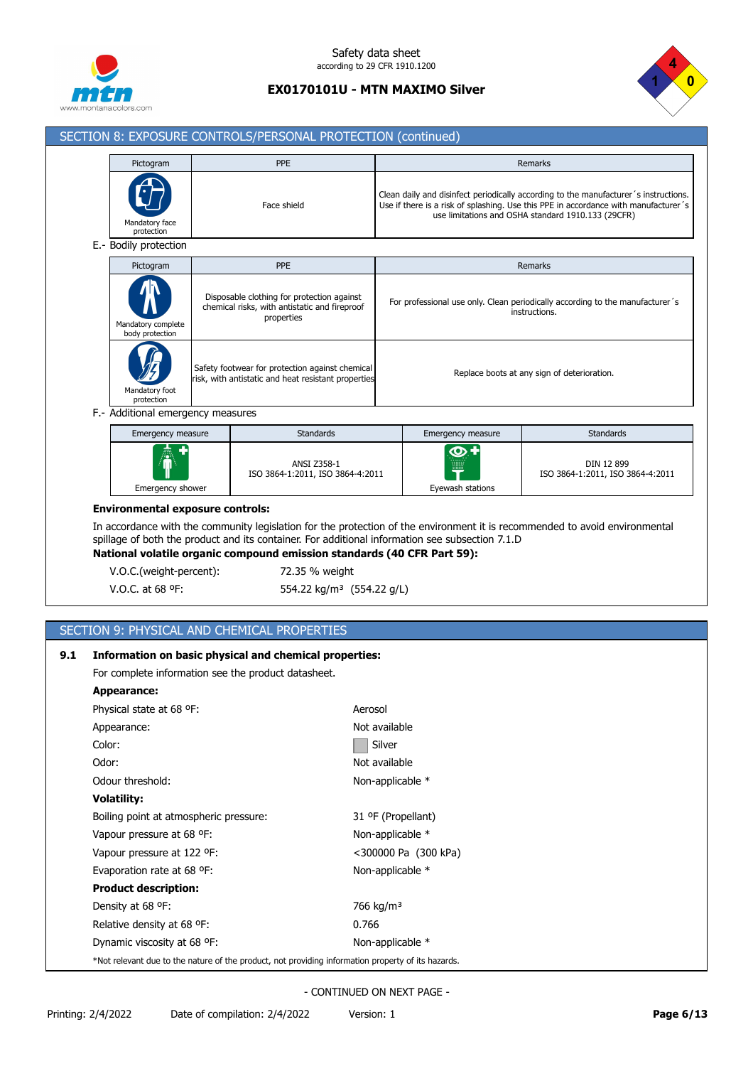## SECTION 8: EXPOSURE CONTROLS/PERSONAL PROTECTION (continued)

| Pictogram | PPE | Remarks |
|---|---|---|
| Mandatory face protection | Face shield | Clean daily and disinfect periodically according to the manufacturer´s instructions. Use if there is a risk of splashing. Use this PPE in accordance with manufacturer´s use limitations and OSHA standard 1910.133 (29CFR) |

E.- Bodily protection

| Pictogram | PPE | Remarks |
|---|---|---|
| Mandatory complete body protection | Disposable clothing for protection against chemical risks, with antistatic and fireproof properties | For professional use only. Clean periodically according to the manufacturer´s instructions. |
| Mandatory foot protection | Safety footwear for protection against chemical risk, with antistatic and heat resistant properties | Replace boots at any sign of deterioration. |

F.- Additional emergency measures

| Emergency measure | Standards | Emergency measure | Standards |
|---|---|---|---|
| Emergency shower | ANSI Z358-1 ISO 3864-1:2011, ISO 3864-4:2011 | Eyewash stations | DIN 12 899 ISO 3864-1:2011, ISO 3864-4:2011 |

**Environmental exposure controls:**

In accordance with the community legislation for the protection of the environment it is recommended to avoid environmental spillage of both the product and its container. For additional information see subsection 7.1.D

**National volatile organic compound emission standards (40 CFR Part 59):**

| | |
|---|---|
| V.O.C.(weight-percent): | 72.35 % weight |
| V.O.C. at 68 ºF: | 554.22 kg/m³ (554.22 g/L) |

## SECTION 9: PHYSICAL AND CHEMICAL PROPERTIES

**9.1 Information on basic physical and chemical properties:**

For complete information see the product datasheet.

**Appearance:**

| | |
|---|---|
| Physical state at 68 ºF: | Aerosol |
| Appearance: | Not available |
| Color: | Silver |
| Odor: | Not available |
| Odour threshold: | Non-applicable * |

**Volatility:**

| | |
|---|---|
| Boiling point at atmospheric pressure: | 31 ºF (Propellant) |
| Vapour pressure at 68 ºF: | Non-applicable * |
| Vapour pressure at 122 ºF: | <300000 Pa (300 kPa) |
| Evaporation rate at 68 ºF: | Non-applicable * |

**Product description:**

| | |
|---|---|
| Density at 68 ºF: | 766 kg/m³ |
| Relative density at 68 ºF: | 0.766 |
| Dynamic viscosity at 68 ºF: | Non-applicable * |

*Not relevant due to the nature of the product, not providing information property of its hazards.

- CONTINUED ON NEXT PAGE -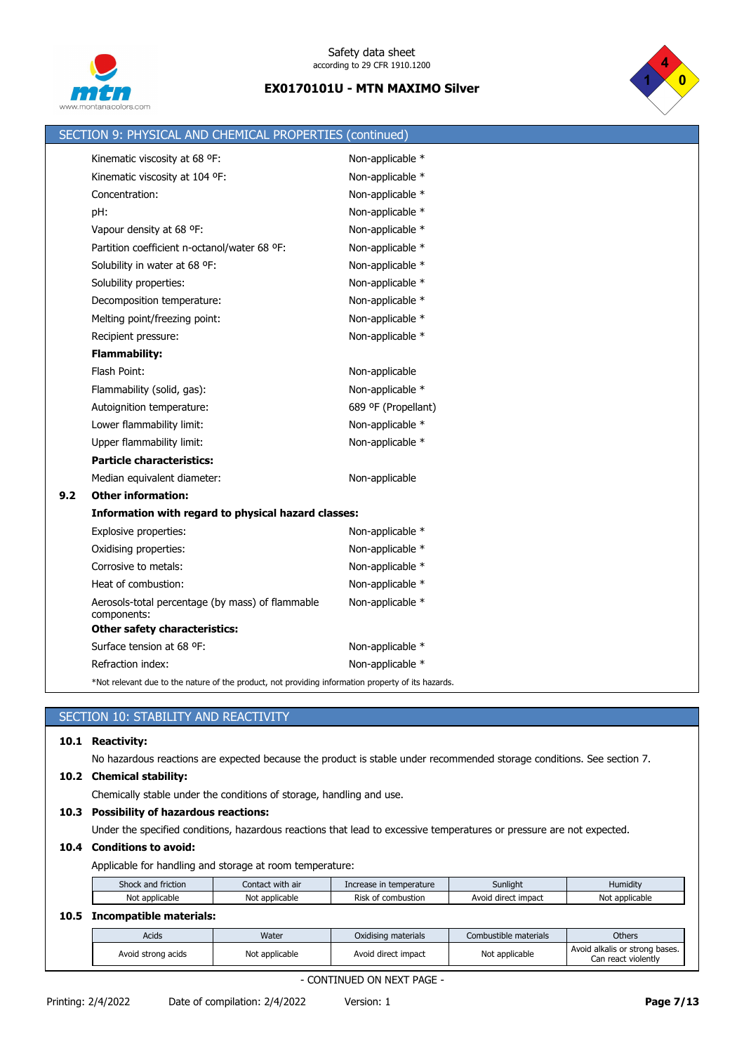## SECTION 9: PHYSICAL AND CHEMICAL PROPERTIES (continued)

| | |
|---|---|
| Kinematic viscosity at 68 ºF: | Non-applicable * |
| Kinematic viscosity at 104 ºF: | Non-applicable * |
| Concentration: | Non-applicable * |
| pH: | Non-applicable * |
| Vapour density at 68 ºF: | Non-applicable * |
| Partition coefficient n-octanol/water 68 ºF: | Non-applicable * |
| Solubility in water at 68 ºF: | Non-applicable * |
| Solubility properties: | Non-applicable * |
| Decomposition temperature: | Non-applicable * |
| Melting point/freezing point: | Non-applicable * |
| Recipient pressure: | Non-applicable * |

**Flammability:**

| | |
|---|---|
| Flash Point: | Non-applicable |
| Flammability (solid, gas): | Non-applicable * |
| Autoignition temperature: | 689 ºF (Propellant) |
| Lower flammability limit: | Non-applicable * |
| Upper flammability limit: | Non-applicable * |

**Particle characteristics:**

| | |
|---|---|
| Median equivalent diameter: | Non-applicable |

**9.2 Other information:**

**Information with regard to physical hazard classes:**

| | |
|---|---|
| Explosive properties: | Non-applicable * |
| Oxidising properties: | Non-applicable * |
| Corrosive to metals: | Non-applicable * |
| Heat of combustion: | Non-applicable * |
| Aerosols-total percentage (by mass) of flammable components: | Non-applicable * |

**Other safety characteristics:**

| | |
|---|---|
| Surface tension at 68 ºF: | Non-applicable * |
| Refraction index: | Non-applicable * |

*Not relevant due to the nature of the product, not providing information property of its hazards.

## SECTION 10: STABILITY AND REACTIVITY

**10.1 Reactivity:**

No hazardous reactions are expected because the product is stable under recommended storage conditions. See section 7.

**10.2 Chemical stability:**

Chemically stable under the conditions of storage, handling and use.

**10.3 Possibility of hazardous reactions:**

Under the specified conditions, hazardous reactions that lead to excessive temperatures or pressure are not expected.

**10.4 Conditions to avoid:**

Applicable for handling and storage at room temperature:

| Shock and friction | Contact with air | Increase in temperature | Sunlight | Humidity |
|---|---|---|---|---|
| Not applicable | Not applicable | Risk of combustion | Avoid direct impact | Not applicable |

**10.5 Incompatible materials:**

| Acids | Water | Oxidising materials | Combustible materials | Others |
|---|---|---|---|---|
| Avoid strong acids | Not applicable | Avoid direct impact | Not applicable | Avoid alkalis or strong bases. Can react violently |

- CONTINUED ON NEXT PAGE -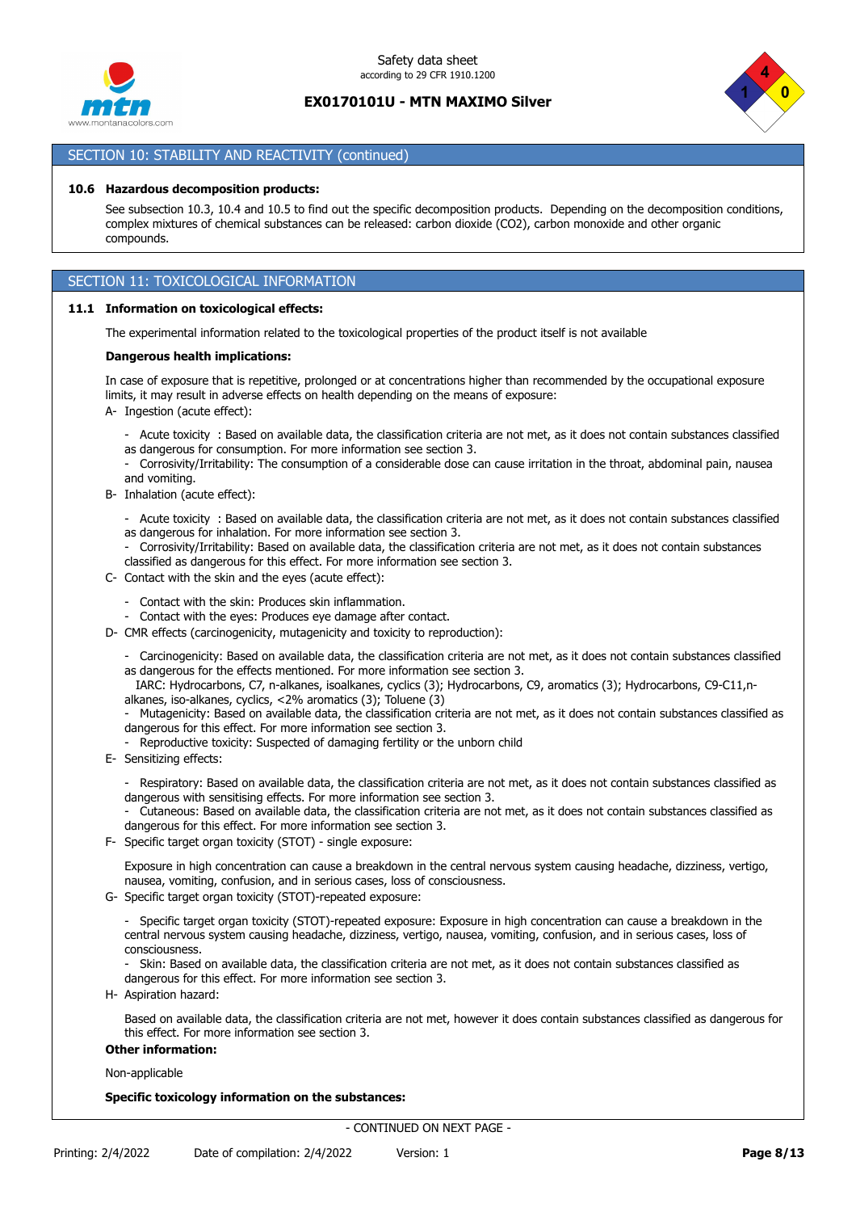## SECTION 10: STABILITY AND REACTIVITY (continued)

**10.6 Hazardous decomposition products:**

See subsection 10.3, 10.4 and 10.5 to find out the specific decomposition products. Depending on the decomposition conditions, complex mixtures of chemical substances can be released: carbon dioxide ($CO_2$), carbon monoxide and other organic compounds.

## SECTION 11: TOXICOLOGICAL INFORMATION

**11.1 Information on toxicological effects:**

The experimental information related to the toxicological properties of the product itself is not available

**Dangerous health implications:**

In case of exposure that is repetitive, prolonged or at concentrations higher than recommended by the occupational exposure limits, it may result in adverse effects on health depending on the means of exposure:

A- Ingestion (acute effect):

- Acute toxicity : Based on available data, the classification criteria are not met, as it does not contain substances classified as dangerous for consumption. For more information see section 3.
- Corrosivity/Irritability: The consumption of a considerable dose can cause irritation in the throat, abdominal pain, nausea and vomiting.

B- Inhalation (acute effect):

- Acute toxicity : Based on available data, the classification criteria are not met, as it does not contain substances classified as dangerous for inhalation. For more information see section 3.
- Corrosivity/Irritability: Based on available data, the classification criteria are not met, as it does not contain substances classified as dangerous for this effect. For more information see section 3.

C- Contact with the skin and the eyes (acute effect):

- Contact with the skin: Produces skin inflammation.
- Contact with the eyes: Produces eye damage after contact.

D- CMR effects (carcinogenicity, mutagenicity and toxicity to reproduction):

- Carcinogenicity: Based on available data, the classification criteria are not met, as it does not contain substances classified as dangerous for the effects mentioned. For more information see section 3.
  IARC: Hydrocarbons, C7, n-alkanes, isoalkanes, cyclics (3); Hydrocarbons, C9, aromatics (3); Hydrocarbons, C9-C11,n-alkanes, iso-alkanes, cyclics, <2% aromatics (3); Toluene (3)
- Mutagenicity: Based on available data, the classification criteria are not met, as it does not contain substances classified as dangerous for this effect. For more information see section 3.
- Reproductive toxicity: Suspected of damaging fertility or the unborn child

E- Sensitizing effects:

- Respiratory: Based on available data, the classification criteria are not met, as it does not contain substances classified as dangerous with sensitising effects. For more information see section 3.
- Cutaneous: Based on available data, the classification criteria are not met, as it does not contain substances classified as dangerous for this effect. For more information see section 3.

F- Specific target organ toxicity (STOT) - single exposure:

Exposure in high concentration can cause a breakdown in the central nervous system causing headache, dizziness, vertigo, nausea, vomiting, confusion, and in serious cases, loss of consciousness.

G- Specific target organ toxicity (STOT)-repeated exposure:

- Specific target organ toxicity (STOT)-repeated exposure: Exposure in high concentration can cause a breakdown in the central nervous system causing headache, dizziness, vertigo, nausea, vomiting, confusion, and in serious cases, loss of consciousness.
- Skin: Based on available data, the classification criteria are not met, as it does not contain substances classified as dangerous for this effect. For more information see section 3.

H- Aspiration hazard:

Based on available data, the classification criteria are not met, however it does contain substances classified as dangerous for this effect. For more information see section 3.

**Other information:**

Non-applicable

**Specific toxicology information on the substances:**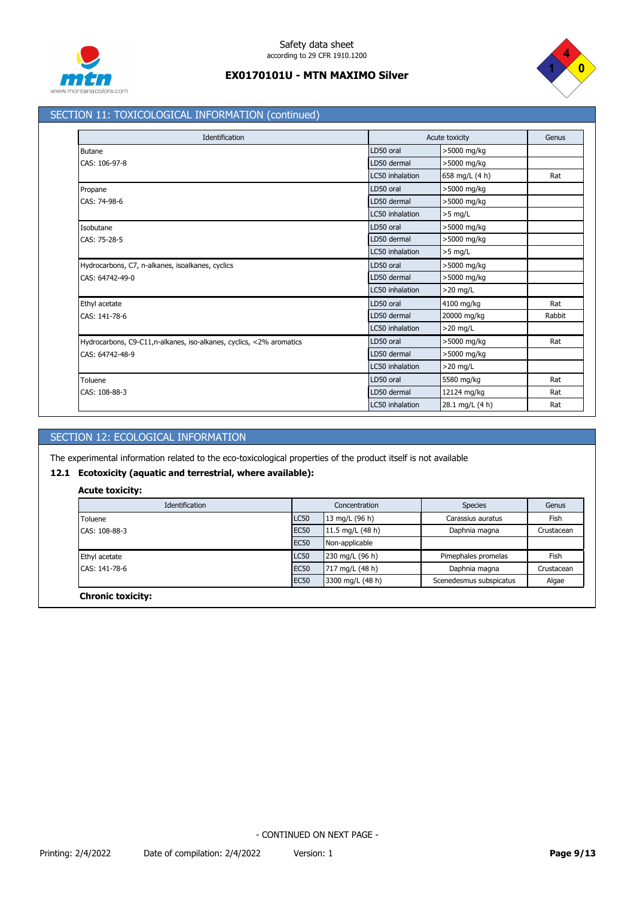## SECTION 11: TOXICOLOGICAL INFORMATION (continued)

| Identification | Acute toxicity | | Genus |
|---|---|---|---|
| Butane | LD50 oral | >5000 mg/kg | |
| CAS: 106-97-8 | LD50 dermal | >5000 mg/kg | |
| | LC50 inhalation | 658 mg/L (4 h) | Rat |
| Propane | LD50 oral | >5000 mg/kg | |
| CAS: 74-98-6 | LD50 dermal | >5000 mg/kg | |
| | LC50 inhalation | >5 mg/L | |
| Isobutane | LD50 oral | >5000 mg/kg | |
| CAS: 75-28-5 | LD50 dermal | >5000 mg/kg | |
| | LC50 inhalation | >5 mg/L | |
| Hydrocarbons, C7, n-alkanes, isoalkanes, cyclics | LD50 oral | >5000 mg/kg | |
| CAS: 64742-49-0 | LD50 dermal | >5000 mg/kg | |
| | LC50 inhalation | >20 mg/L | |
| Ethyl acetate | LD50 oral | 4100 mg/kg | Rat |
| CAS: 141-78-6 | LD50 dermal | 20000 mg/kg | Rabbit |
| | LC50 inhalation | >20 mg/L | |
| Hydrocarbons, C9-C11,n-alkanes, iso-alkanes, cyclics, <2% aromatics | LD50 oral | >5000 mg/kg | Rat |
| CAS: 64742-48-9 | LD50 dermal | >5000 mg/kg | |
| | LC50 inhalation | >20 mg/L | |
| Toluene | LD50 oral | 5580 mg/kg | Rat |
| CAS: 108-88-3 | LD50 dermal | 12124 mg/kg | Rat |
| | LC50 inhalation | 28.1 mg/L (4 h) | Rat |

## SECTION 12: ECOLOGICAL INFORMATION

The experimental information related to the eco-toxicological properties of the product itself is not available

### 12.1 Ecotoxicity (aquatic and terrestrial, where available):

**Acute toxicity:**

| Identification | Concentration | | Species | Genus |
|---|---|---|---|---|
| Toluene | LC50 | 13 mg/L (96 h) | Carassius auratus | Fish |
| CAS: 108-88-3 | EC50 | 11.5 mg/L (48 h) | Daphnia magna | Crustacean |
| | EC50 | Non-applicable | | |
| Ethyl acetate | LC50 | 230 mg/L (96 h) | Pimephales promelas | Fish |
| CAS: 141-78-6 | EC50 | 717 mg/L (48 h) | Daphnia magna | Crustacean |
| | EC50 | 3300 mg/L (48 h) | Scenedesmus subspicatus | Algae |

**Chronic toxicity:**

- CONTINUED ON NEXT PAGE -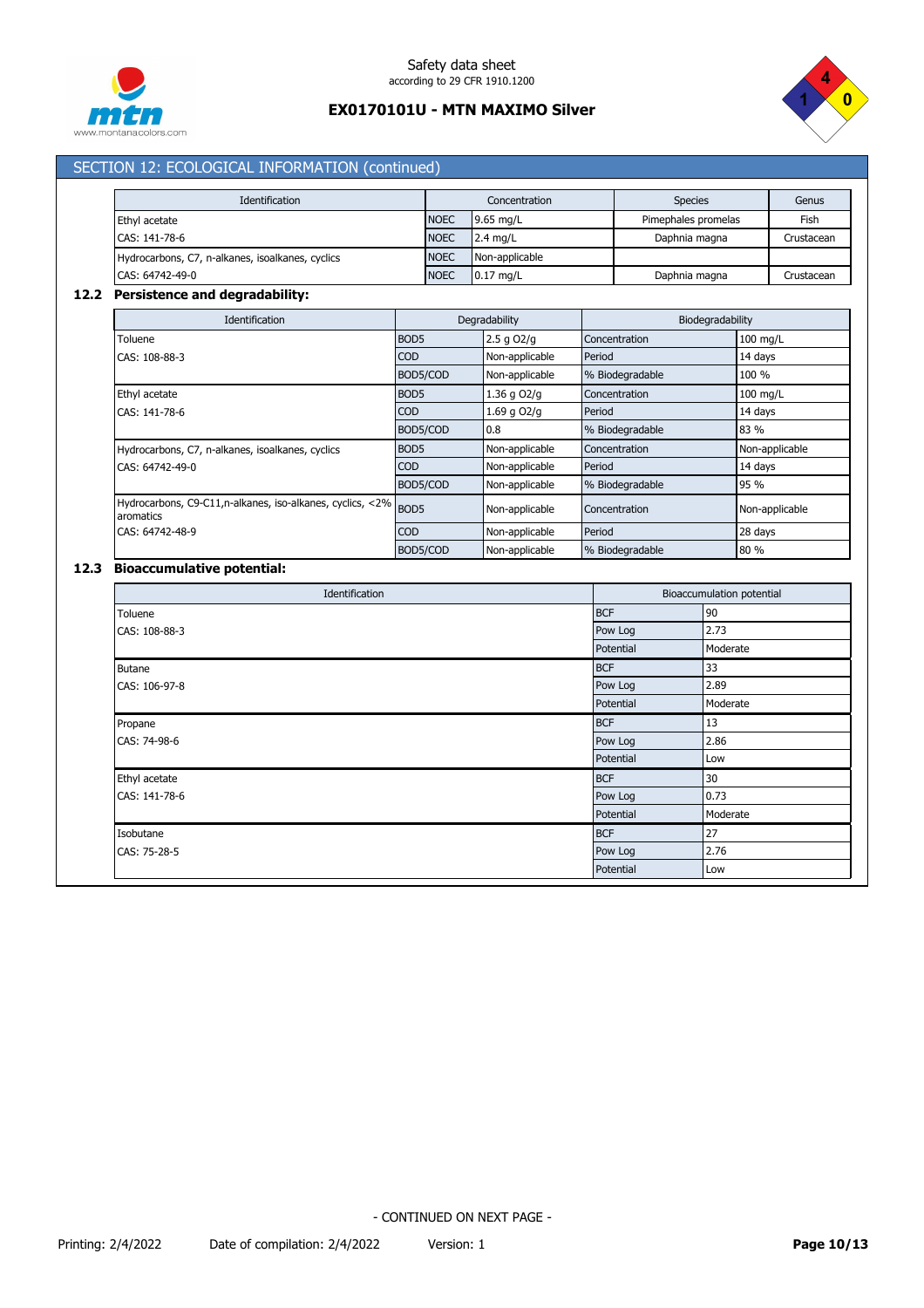## SECTION 12: ECOLOGICAL INFORMATION (continued)

| Identification | Concentration | | Species | Genus |
|---|---|---|---|---|
| Ethyl acetate | NOEC | 9.65 mg/L | Pimephales promelas | Fish |
| CAS: 141-78-6 | NOEC | 2.4 mg/L | Daphnia magna | Crustacean |
| Hydrocarbons, C7, n-alkanes, isoalkanes, cyclics | NOEC | Non-applicable | | |
| CAS: 64742-49-0 | NOEC | 0.17 mg/L | Daphnia magna | Crustacean |

### 12.2 Persistence and degradability:

| Identification | Degradability | | Biodegradability | |
|---|---|---|---|---|
| Toluene | BOD5 | 2.5 g O2/g | Concentration | 100 mg/L |
| CAS: 108-88-3 | COD | Non-applicable | Period | 14 days |
| | BOD5/COD | Non-applicable | % Biodegradable | 100 % |
| Ethyl acetate | BOD5 | 1.36 g O2/g | Concentration | 100 mg/L |
| CAS: 141-78-6 | COD | 1.69 g O2/g | Period | 14 days |
| | BOD5/COD | 0.8 | % Biodegradable | 83 % |
| Hydrocarbons, C7, n-alkanes, isoalkanes, cyclics | BOD5 | Non-applicable | Concentration | Non-applicable |
| CAS: 64742-49-0 | COD | Non-applicable | Period | 14 days |
| | BOD5/COD | Non-applicable | % Biodegradable | 95 % |
| Hydrocarbons, C9-C11,n-alkanes, iso-alkanes, cyclics, <2% aromatics | BOD5 | Non-applicable | Concentration | Non-applicable |
| CAS: 64742-48-9 | COD | Non-applicable | Period | 28 days |
| | BOD5/COD | Non-applicable | % Biodegradable | 80 % |

### 12.3 Bioaccumulative potential:

| Identification | Bioaccumulation potential | |
|---|---|---|
| Toluene | BCF | 90 |
| CAS: 108-88-3 | Pow Log | 2.73 |
| | Potential | Moderate |
| Butane | BCF | 33 |
| CAS: 106-97-8 | Pow Log | 2.89 |
| | Potential | Moderate |
| Propane | BCF | 13 |
| CAS: 74-98-6 | Pow Log | 2.86 |
| | Potential | Low |
| Ethyl acetate | BCF | 30 |
| CAS: 141-78-6 | Pow Log | 0.73 |
| | Potential | Moderate |
| Isobutane | BCF | 27 |
| CAS: 75-28-5 | Pow Log | 2.76 |
| | Potential | Low |

- CONTINUED ON NEXT PAGE -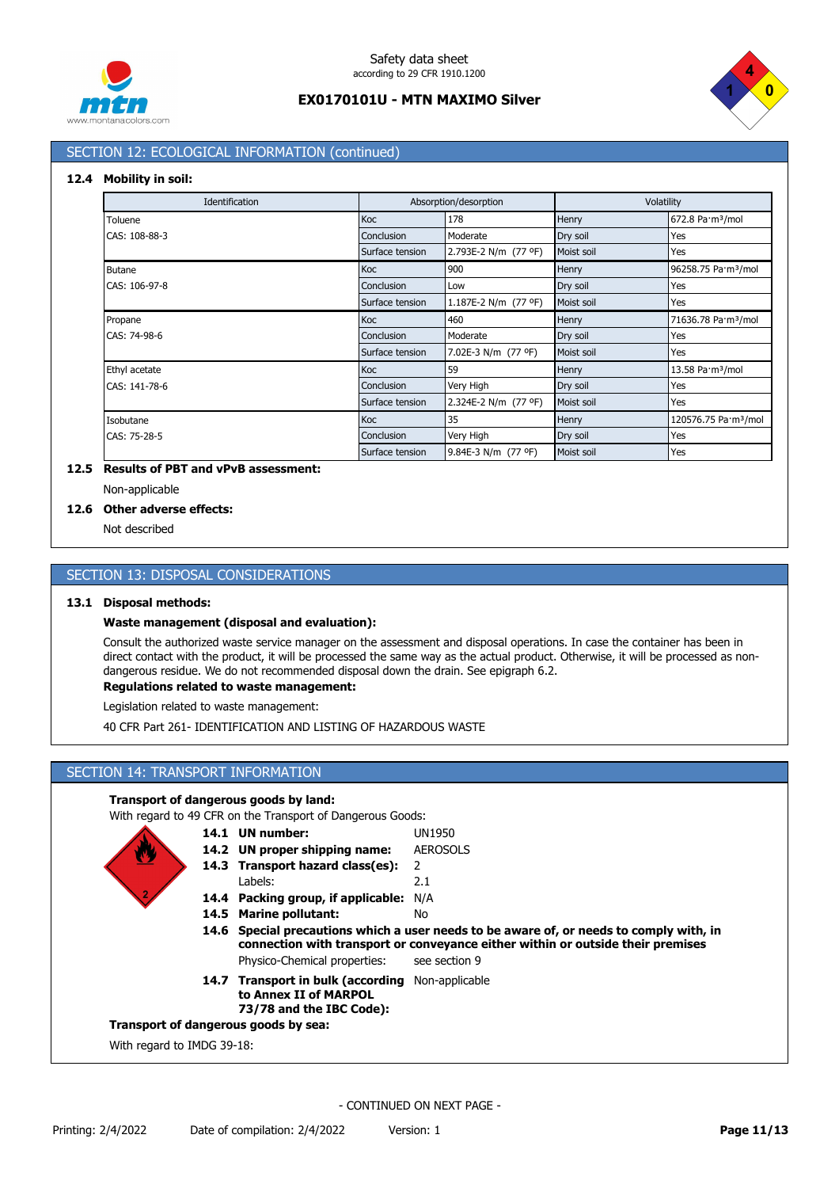## SECTION 12: ECOLOGICAL INFORMATION (continued)

### 12.4 Mobility in soil:

| Identification | Absorption/desorption | | Volatility | |
|---|---|---|---|---|
| Toluene | Koc | 178 | Henry | 672.8 Pa·m³/mol |
| CAS: 108-88-3 | Conclusion | Moderate | Dry soil | Yes |
| | Surface tension | 2.793E-2 N/m (77 ºF) | Moist soil | Yes |
| Butane | Koc | 900 | Henry | 96258.75 Pa·m³/mol |
| CAS: 106-97-8 | Conclusion | Low | Dry soil | Yes |
| | Surface tension | 1.187E-2 N/m (77 ºF) | Moist soil | Yes |
| Propane | Koc | 460 | Henry | 71636.78 Pa·m³/mol |
| CAS: 74-98-6 | Conclusion | Moderate | Dry soil | Yes |
| | Surface tension | 7.02E-3 N/m (77 ºF) | Moist soil | Yes |
| Ethyl acetate | Koc | 59 | Henry | 13.58 Pa·m³/mol |
| CAS: 141-78-6 | Conclusion | Very High | Dry soil | Yes |
| | Surface tension | 2.324E-2 N/m (77 ºF) | Moist soil | Yes |
| Isobutane | Koc | 35 | Henry | 120576.75 Pa·m³/mol |
| CAS: 75-28-5 | Conclusion | Very High | Dry soil | Yes |
| | Surface tension | 9.84E-3 N/m (77 ºF) | Moist soil | Yes |

### 12.5 Results of PBT and vPvB assessment:

Non-applicable

### 12.6 Other adverse effects:

Not described

## SECTION 13: DISPOSAL CONSIDERATIONS

### 13.1 Disposal methods:

**Waste management (disposal and evaluation):**

Consult the authorized waste service manager on the assessment and disposal operations. In case the container has been in direct contact with the product, it will be processed the same way as the actual product. Otherwise, it will be processed as non-dangerous residue. We do not recommended disposal down the drain. See epigraph 6.2.

**Regulations related to waste management:**

Legislation related to waste management:

40 CFR Part 261- IDENTIFICATION AND LISTING OF HAZARDOUS WASTE

## SECTION 14: TRANSPORT INFORMATION

**Transport of dangerous goods by land:**

With regard to 49 CFR on the Transport of Dangerous Goods:

- **14.1 UN number:** UN1950
- **14.2 UN proper shipping name:** AEROSOLS
- **14.3 Transport hazard class(es):** 2
  - Labels: 2.1
- **14.4 Packing group, if applicable:** N/A
- **14.5 Marine pollutant:** No
- **14.6 Special precautions which a user needs to be aware of, or needs to comply with, in connection with transport or conveyance either within or outside their premises**
  - Physico-Chemical properties: see section 9
- **14.7 Transport in bulk (according to Annex II of MARPOL 73/78 and the IBC Code):** Non-applicable

**Transport of dangerous goods by sea:**

With regard to IMDG 39-18:

- CONTINUED ON NEXT PAGE -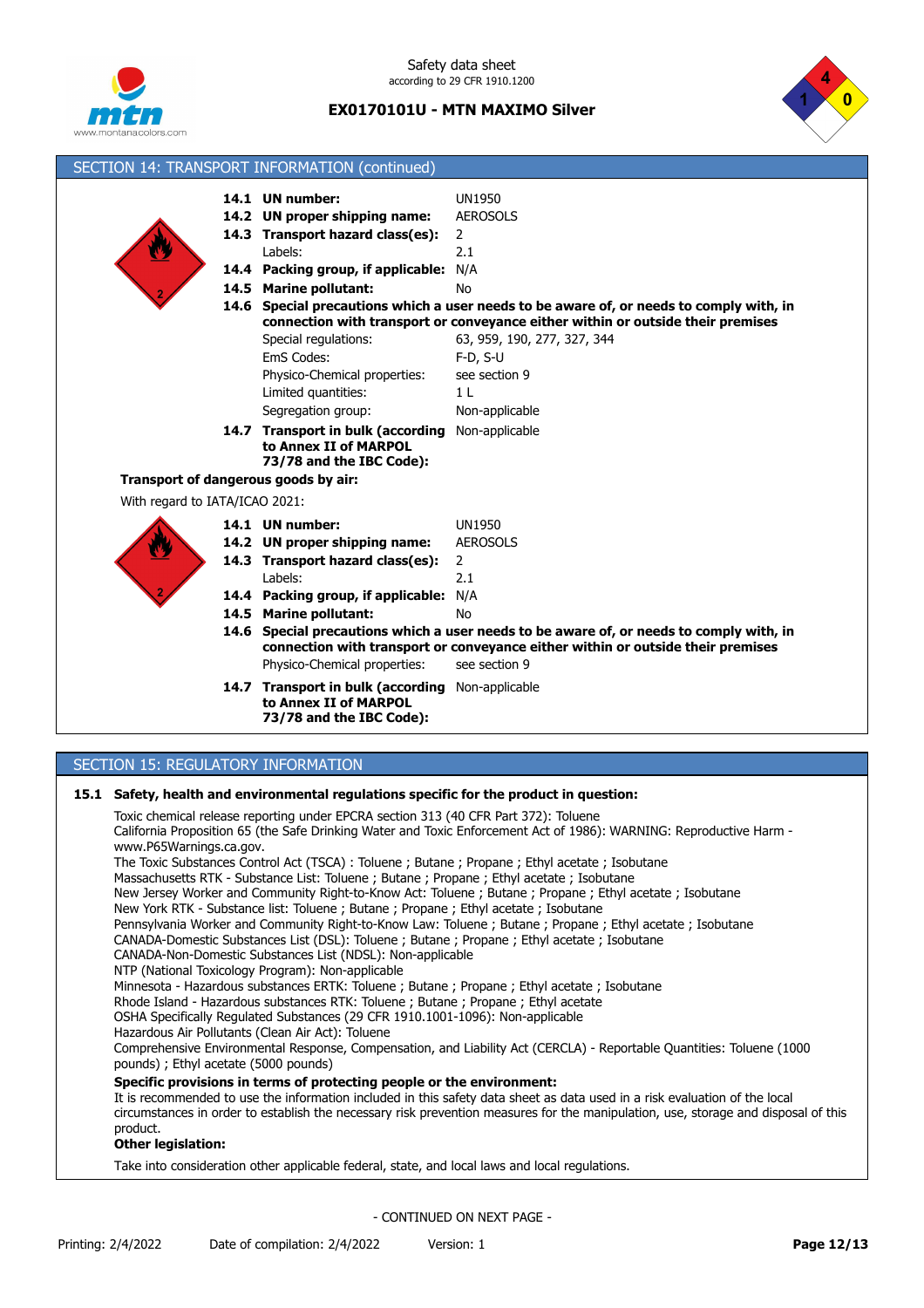## SECTION 14: TRANSPORT INFORMATION (continued)

| | |
|---|---|
| **14.1 UN number:** | UN1950 |
| **14.2 UN proper shipping name:** | AEROSOLS |
| **14.3 Transport hazard class(es):** | 2 |
| Labels: | 2.1 |
| **14.4 Packing group, if applicable:** | N/A |
| **14.5 Marine pollutant:** | No |

**14.6 Special precautions which a user needs to be aware of, or needs to comply with, in connection with transport or conveyance either within or outside their premises**

| | |
|---|---|
| Special regulations: | 63, 959, 190, 277, 327, 344 |
| EmS Codes: | F-D, S-U |
| Physico-Chemical properties: | see section 9 |
| Limited quantities: | 1 L |
| Segregation group: | Non-applicable |

| | |
|---|---|
| **14.7 Transport in bulk (according to Annex II of MARPOL 73/78 and the IBC Code):** | Non-applicable |

**Transport of dangerous goods by air:**

With regard to IATA/ICAO 2021:

| | |
|---|---|
| **14.1 UN number:** | UN1950 |
| **14.2 UN proper shipping name:** | AEROSOLS |
| **14.3 Transport hazard class(es):** | 2 |
| Labels: | 2.1 |
| **14.4 Packing group, if applicable:** | N/A |
| **14.5 Marine pollutant:** | No |

**14.6 Special precautions which a user needs to be aware of, or needs to comply with, in connection with transport or conveyance either within or outside their premises**

| | |
|---|---|
| Physico-Chemical properties: | see section 9 |

| | |
|---|---|
| **14.7 Transport in bulk (according to Annex II of MARPOL 73/78 and the IBC Code):** | Non-applicable |

## SECTION 15: REGULATORY INFORMATION

**15.1 Safety, health and environmental regulations specific for the product in question:**

Toxic chemical release reporting under EPCRA section 313 (40 CFR Part 372): Toluene
California Proposition 65 (the Safe Drinking Water and Toxic Enforcement Act of 1986): WARNING: Reproductive Harm - www.P65Warnings.ca.gov.
The Toxic Substances Control Act (TSCA) : Toluene ; Butane ; Propane ; Ethyl acetate ; Isobutane
Massachusetts RTK - Substance List: Toluene ; Butane ; Propane ; Ethyl acetate ; Isobutane
New Jersey Worker and Community Right-to-Know Act: Toluene ; Butane ; Propane ; Ethyl acetate ; Isobutane
New York RTK - Substance list: Toluene ; Butane ; Propane ; Ethyl acetate ; Isobutane
Pennsylvania Worker and Community Right-to-Know Law: Toluene ; Butane ; Propane ; Ethyl acetate ; Isobutane
CANADA-Domestic Substances List (DSL): Toluene ; Butane ; Propane ; Ethyl acetate ; Isobutane
CANADA-Non-Domestic Substances List (NDSL): Non-applicable
NTP (National Toxicology Program): Non-applicable
Minnesota - Hazardous substances ERTK: Toluene ; Butane ; Propane ; Ethyl acetate ; Isobutane
Rhode Island - Hazardous substances RTK: Toluene ; Butane ; Propane ; Ethyl acetate
OSHA Specifically Regulated Substances (29 CFR 1910.1001-1096): Non-applicable
Hazardous Air Pollutants (Clean Air Act): Toluene
Comprehensive Environmental Response, Compensation, and Liability Act (CERCLA) - Reportable Quantities: Toluene (1000 pounds) ; Ethyl acetate (5000 pounds)

**Specific provisions in terms of protecting people or the environment:**

It is recommended to use the information included in this safety data sheet as data used in a risk evaluation of the local circumstances in order to establish the necessary risk prevention measures for the manipulation, use, storage and disposal of this product.

**Other legislation:**

Take into consideration other applicable federal, state, and local laws and local regulations.

- CONTINUED ON NEXT PAGE -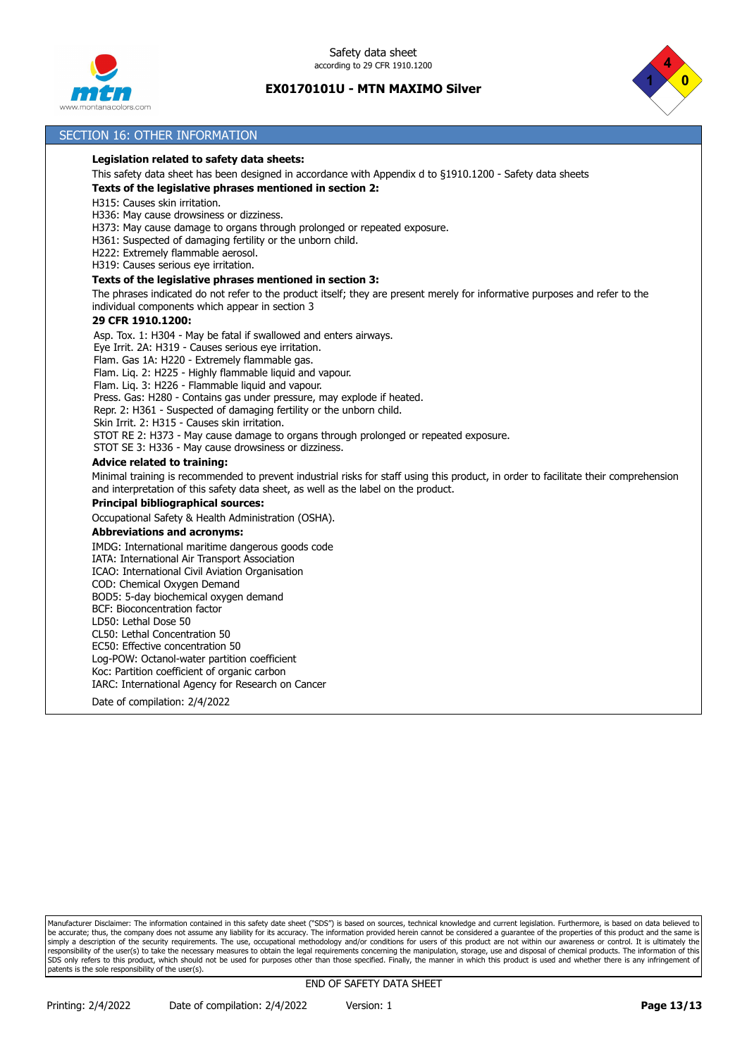## SECTION 16: OTHER INFORMATION

**Legislation related to safety data sheets:**

This safety data sheet has been designed in accordance with Appendix d to §1910.1200 - Safety data sheets

**Texts of the legislative phrases mentioned in section 2:**

H315: Causes skin irritation.
H336: May cause drowsiness or dizziness.
H373: May cause damage to organs through prolonged or repeated exposure.
H361: Suspected of damaging fertility or the unborn child.
H222: Extremely flammable aerosol.
H319: Causes serious eye irritation.

**Texts of the legislative phrases mentioned in section 3:**

The phrases indicated do not refer to the product itself; they are present merely for informative purposes and refer to the individual components which appear in section 3

**29 CFR 1910.1200:**

Asp. Tox. 1: H304 - May be fatal if swallowed and enters airways.
Eye Irrit. 2A: H319 - Causes serious eye irritation.
Flam. Gas 1A: H220 - Extremely flammable gas.
Flam. Liq. 2: H225 - Highly flammable liquid and vapour.
Flam. Liq. 3: H226 - Flammable liquid and vapour.
Press. Gas: H280 - Contains gas under pressure, may explode if heated.
Repr. 2: H361 - Suspected of damaging fertility or the unborn child.
Skin Irrit. 2: H315 - Causes skin irritation.
STOT RE 2: H373 - May cause damage to organs through prolonged or repeated exposure.
STOT SE 3: H336 - May cause drowsiness or dizziness.

**Advice related to training:**

Minimal training is recommended to prevent industrial risks for staff using this product, in order to facilitate their comprehension and interpretation of this safety data sheet, as well as the label on the product.

**Principal bibliographical sources:**

Occupational Safety & Health Administration (OSHA).

**Abbreviations and acronyms:**

IMDG: International maritime dangerous goods code
IATA: International Air Transport Association
ICAO: International Civil Aviation Organisation
COD: Chemical Oxygen Demand
BOD5: 5-day biochemical oxygen demand
BCF: Bioconcentration factor
LD50: Lethal Dose 50
CL50: Lethal Concentration 50
EC50: Effective concentration 50
Log-POW: Octanol-water partition coefficient
Koc: Partition coefficient of organic carbon
IARC: International Agency for Research on Cancer

Date of compilation: 2/4/2022

Manufacturer Disclaimer: The information contained in this safety date sheet ("SDS") is based on sources, technical knowledge and current legislation. Furthermore, is based on data believed to be accurate; thus, the company does not assume any liability for its accuracy. The information provided herein cannot be considered a guarantee of the properties of this product and the same is simply a description of the security requirements. The use, occupational methodology and/or conditions for users of this product are not within our awareness or control. It is ultimately the responsibility of the user(s) to take the necessary measures to obtain the legal requirements concerning the manipulation, storage, use and disposal of chemical products. The information of this SDS only refers to this product, which should not be used for purposes other than those specified. Finally, the manner in which this product is used and whether there is any infringement of patents is the sole responsibility of the user(s).

END OF SAFETY DATA SHEET